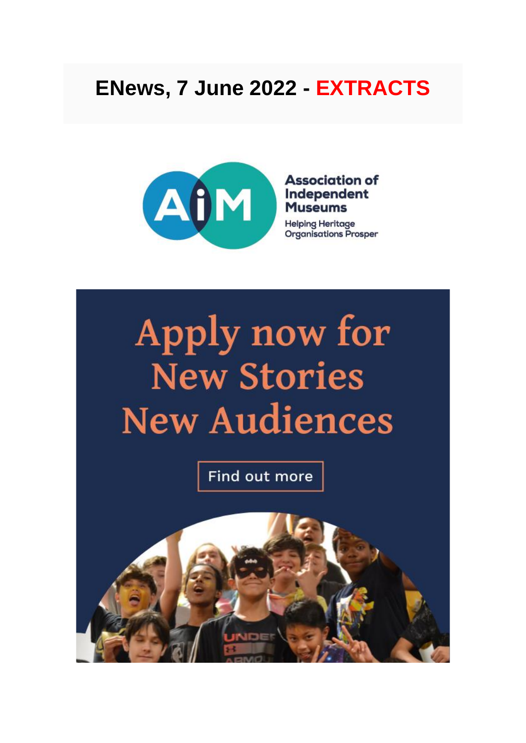# ENews, 7 June 2022 - EXTRACTS

Association of Independent Museums

Helping Heritage Organisations Prosper

Apply now for New Stories New Audiences

Find out more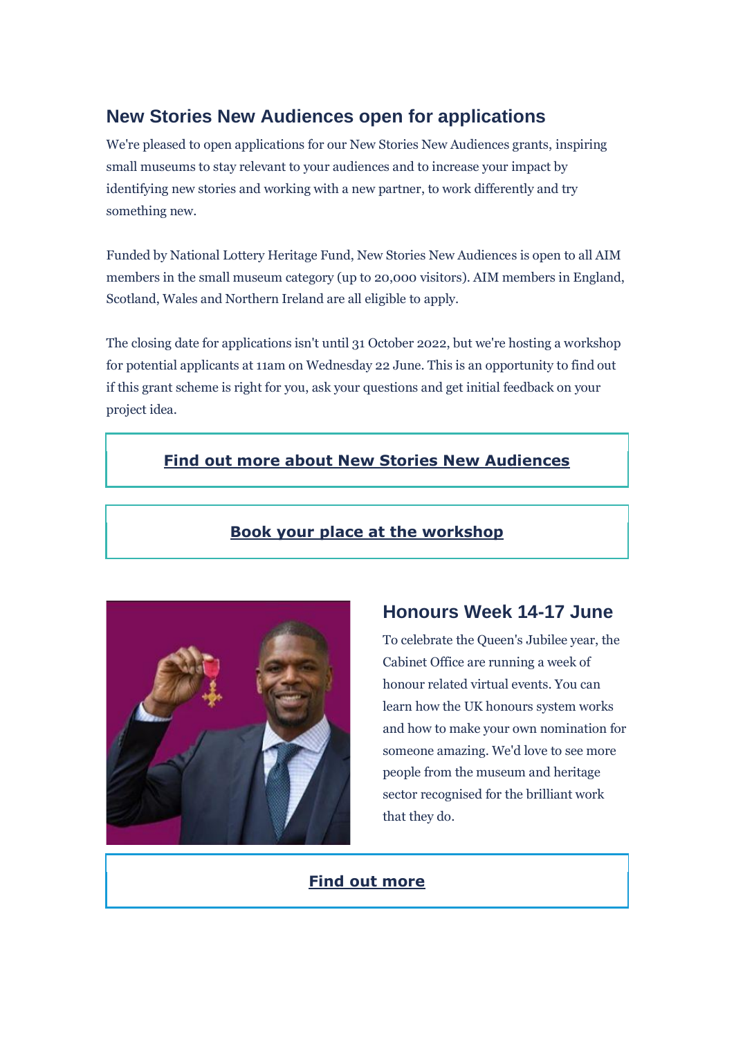## New Stories New Audiences open for applications

We're pleased to open applications for our New Stories New Audiences grants, inspiring small museums to stay relevant to your audiences and to increase your impact by identifying new stories and working with a new partner, to work differently and try something new.

Funded by National Lottery Heritage Fund, New Stories New Audiences is open to all AIM members in the small museum category (up to 20,000 visitors). AIM members in England, Scotland, Wales and Northern Ireland are all eligible to apply.

The closing date for applications isn't until 31 October 2022, but we're hosting a workshop for potential applicants at 11am on Wednesday 22 June. This is an opportunity to find out if this grant scheme is right for you, ask your questions and get initial feedback on your project idea.

**Find out more about New Stories New Audiences**

**Book your place at the workshop**

## Honours Week 14-17 June

To celebrate the Queen's Jubilee year, the Cabinet Office are running a week of honour related virtual events. You can learn how the UK honours system works and how to make your own nomination for someone amazing. We'd love to see more people from the museum and heritage sector recognised for the brilliant work that they do.

**Find out more**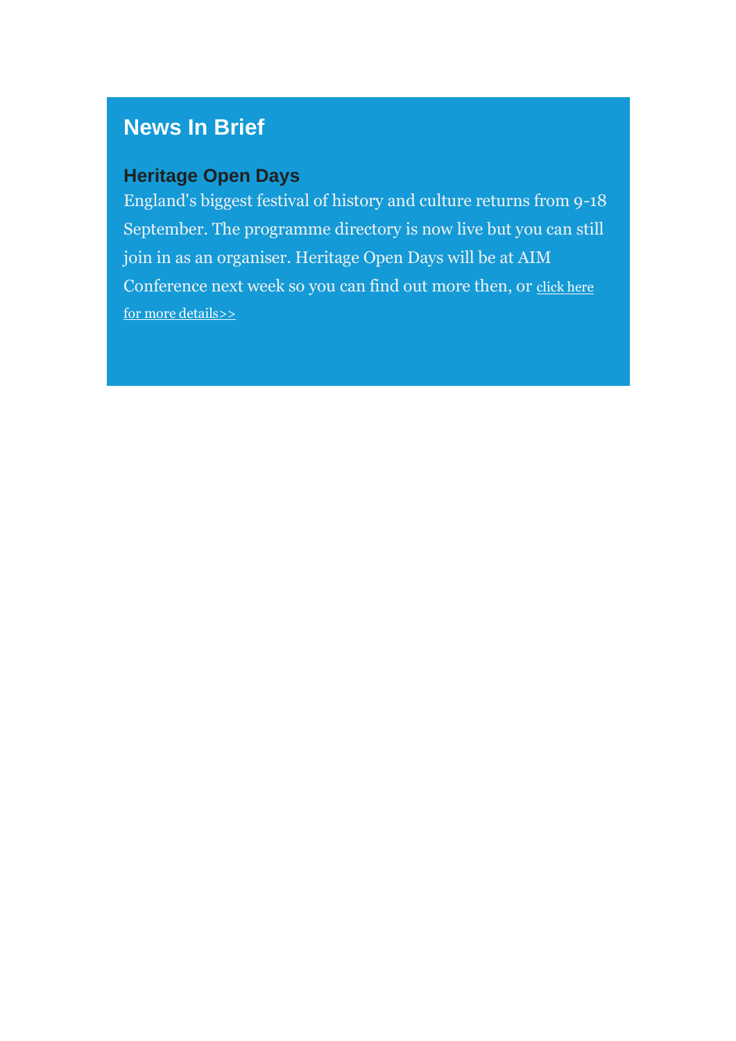## News In Brief

### Heritage Open Days

England's biggest festival of history and culture returns from 9-18 September. The programme directory is now live but you can still join in as an organiser. Heritage Open Days will be at AIM Conference next week so you can find out more then, or click here for more details>>